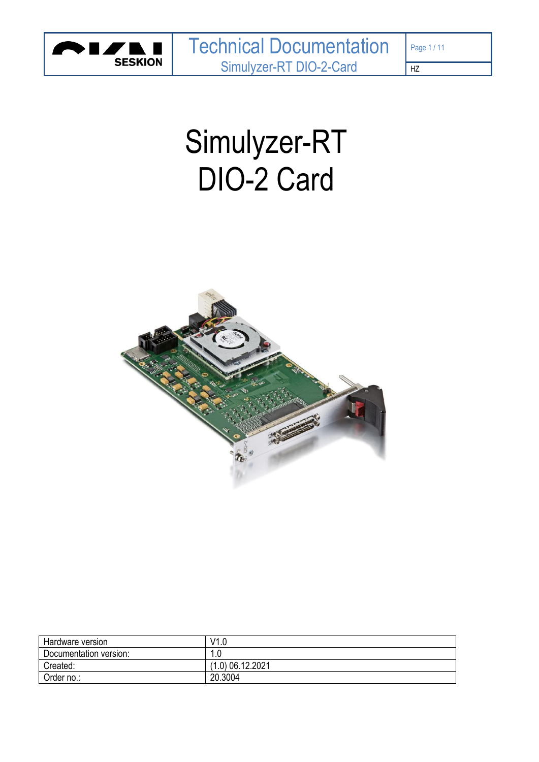# Simulyzer-RT
# DIO-2 Card

| Hardware version | V1.0 |
|---|---|
| Documentation version: | 1.0 |
| Created: | (1.0) 06.12.2021 |
| Order no.: | 20.3004 |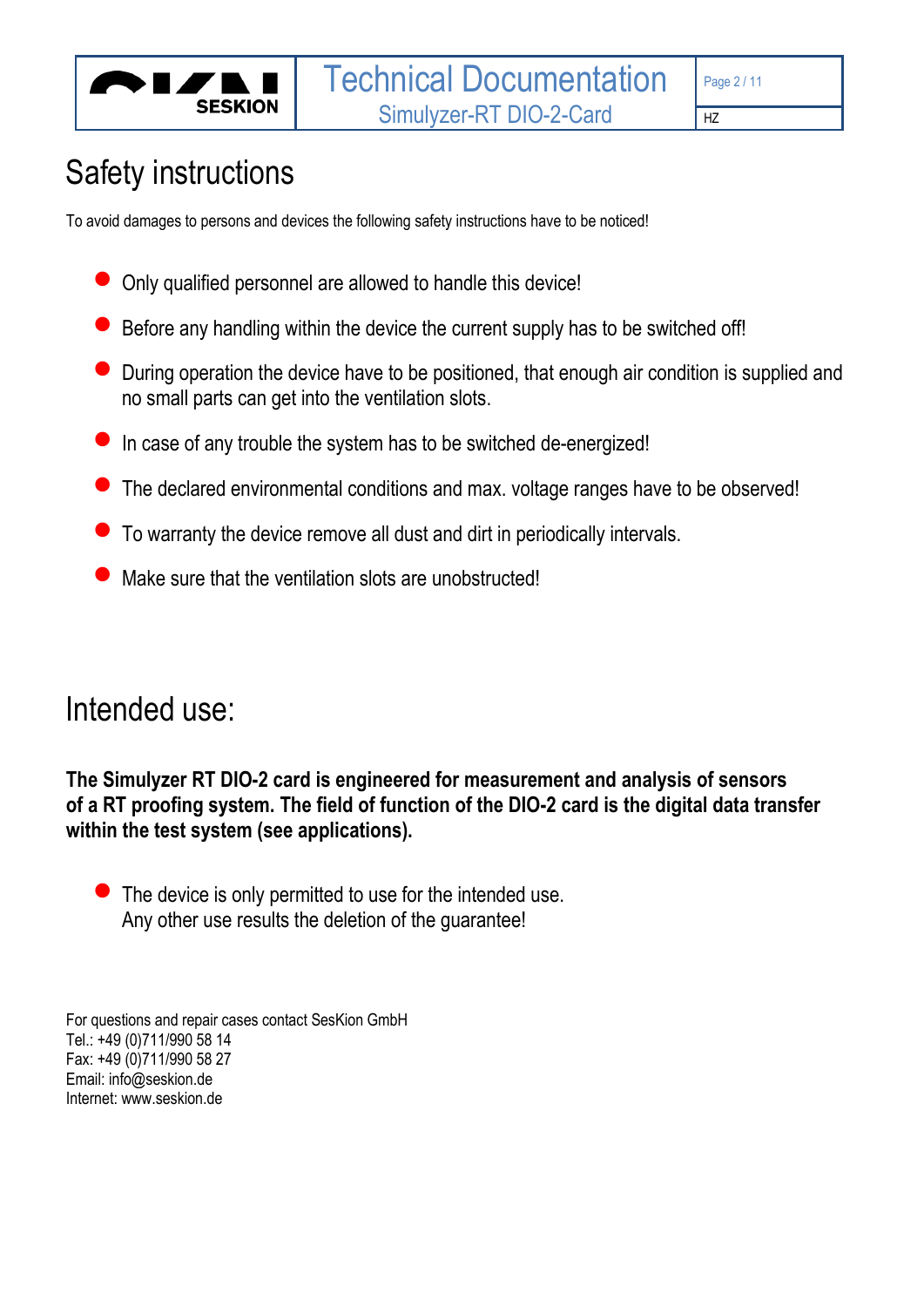# Safety instructions

To avoid damages to persons and devices the following safety instructions have to be noticed!

- Only qualified personnel are allowed to handle this device!
- Before any handling within the device the current supply has to be switched off!
- During operation the device have to be positioned, that enough air condition is supplied and no small parts can get into the ventilation slots.
- In case of any trouble the system has to be switched de-energized!
- The declared environmental conditions and max. voltage ranges have to be observed!
- To warranty the device remove all dust and dirt in periodically intervals.
- Make sure that the ventilation slots are unobstructed!

# Intended use:

**The Simulyzer RT DIO-2 card is engineered for measurement and analysis of sensors of a RT proofing system. The field of function of the DIO-2 card is the digital data transfer within the test system (see applications).**

- The device is only permitted to use for the intended use.
  Any other use results the deletion of the guarantee!

For questions and repair cases contact SesKion GmbH
Tel.: +49 (0)711/990 58 14
Fax: +49 (0)711/990 58 27
Email: info@seskion.de
Internet: www.seskion.de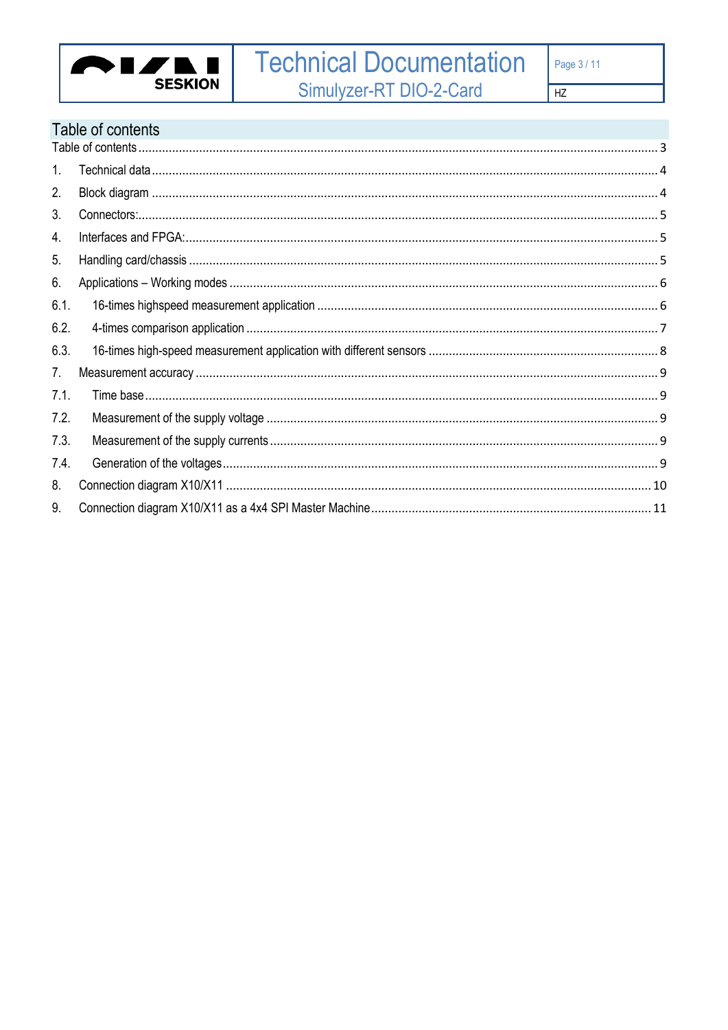# Table of contents

Table of contents ........................................................................................................................................ 3

1. Technical data ........................................................................................................................................ 4
2. Block diagram ........................................................................................................................................ 4
3. Connectors: ........................................................................................................................................... 5
4. Interfaces and FPGA: ............................................................................................................................. 5
5. Handling card/chassis ............................................................................................................................ 5
6. Applications – Working modes ............................................................................................................. 6

6.1. 16-times highspeed measurement application .................................................................................... 6

6.2. 4-times comparison application ........................................................................................................... 7

6.3. 16-times high-speed measurement application with different sensors .................................................. 8

7. Measurement accuracy .......................................................................................................................... 9

7.1. Time base ............................................................................................................................................ 9

7.2. Measurement of the supply voltage ..................................................................................................... 9

7.3. Measurement of the supply currents .................................................................................................... 9

7.4. Generation of the voltages ................................................................................................................... 9

8. Connection diagram X10/X11 ............................................................................................................... 10
9. Connection diagram X10/X11 as a 4x4 SPI Master Machine ................................................................. 11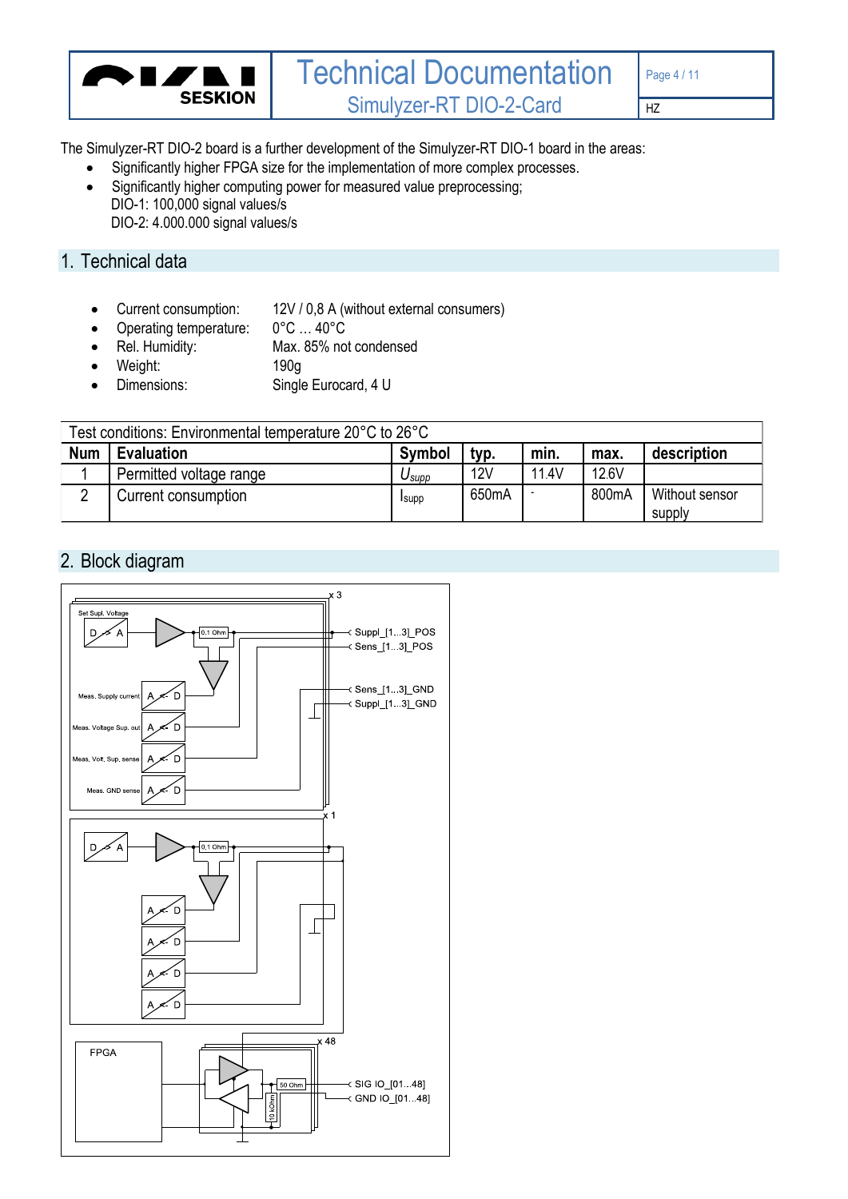The Simulyzer-RT DIO-2 board is a further development of the Simulyzer-RT DIO-1 board in the areas:

- Significantly higher FPGA size for the implementation of more complex processes.
- Significantly higher computing power for measured value preprocessing;
  DIO-1: 100,000 signal values/s
  DIO-2: 4.000.000 signal values/s

## 1. Technical data

- Current consumption: 12V / 0,8 A (without external consumers)
- Operating temperature: 0°C … 40°C
- Rel. Humidity: Max. 85% not condensed
- Weight: 190g
- Dimensions: Single Eurocard, 4 U

| Test conditions: Environmental temperature 20°C to 26°C | | | | | | |
|---|---|---|---|---|---|---|
| **Num** | **Evaluation** | **Symbol** | **typ.** | **min.** | **max.** | **description** |
| 1 | Permitted voltage range | $U_{supp}$ | 12V | 11.4V | 12.6V | |
| 2 | Current consumption | $I_{supp}$ | 650mA | - | 800mA | Without sensor supply |

## 2. Block diagram

Set Supl. Voltage; D → A; 0.1 Ohm; x 3; Suppl_[1...3]_POS; Sens_[1...3]_POS; Sens_[1...3]_GND; Suppl_[1...3]_GND; Meas. Supply current; Meas. Voltage Sup. out; Meas. Volt. Sup. sense; Meas. GND sense; A → D; x 1; x 48; FPGA; 50 Ohm; 10 kOhm; SIG IO_[01...48]; GND IO_[01...48]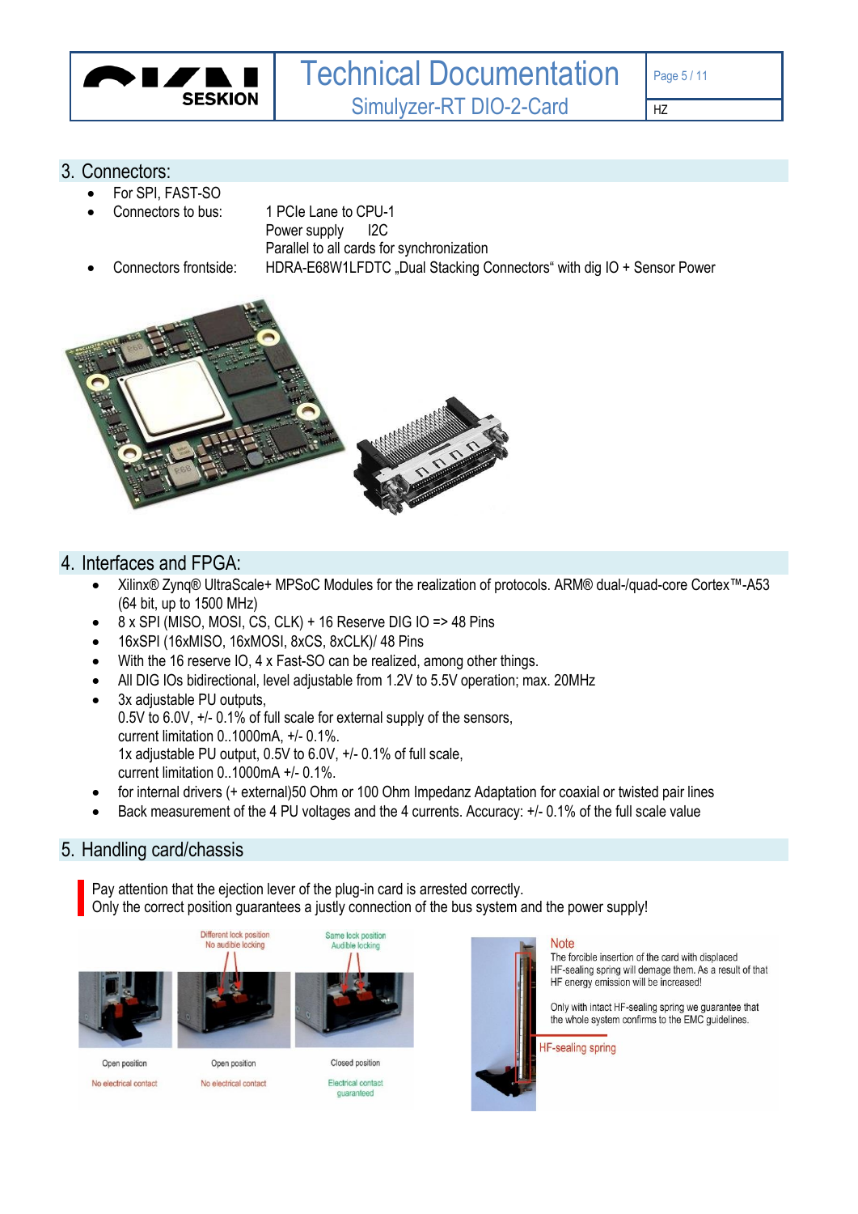## 3. Connectors:

- For SPI, FAST-SO
- Connectors to bus: 1 PCIe Lane to CPU-1
  Power supply I2C
  Parallel to all cards for synchronization
- Connectors frontside: HDRA-E68W1LFDTC „Dual Stacking Connectors“ with dig IO + Sensor Power

## 4. Interfaces and FPGA:

- Xilinx® Zynq® UltraScale+ MPSoC Modules for the realization of protocols. ARM® dual-/quad-core Cortex™-A53 (64 bit, up to 1500 MHz)
- 8 x SPI (MISO, MOSI, CS, CLK) + 16 Reserve DIG IO => 48 Pins
- 16xSPI (16xMISO, 16xMOSI, 8xCS, 8xCLK)/ 48 Pins
- With the 16 reserve IO, 4 x Fast-SO can be realized, among other things.
- All DIG IOs bidirectional, level adjustable from 1.2V to 5.5V operation; max. 20MHz
- 3x adjustable PU outputs,
  0.5V to 6.0V, +/- 0.1% of full scale for external supply of the sensors,
  current limitation 0..1000mA, +/- 0.1%.
  1x adjustable PU output, 0.5V to 6.0V, +/- 0.1% of full scale,
  current limitation 0..1000mA +/- 0.1%.
- for internal drivers (+ external)50 Ohm or 100 Ohm Impedanz Adaptation for coaxial or twisted pair lines
- Back measurement of the 4 PU voltages and the 4 currents. Accuracy: +/- 0.1% of the full scale value

## 5. Handling card/chassis

Pay attention that the ejection lever of the plug-in card is arrested correctly.
Only the correct position guarantees a justly connection of the bus system and the power supply!

Different lock position
No audible locking

Same lock position
Audible locking

Open position
No electrical contact

Open position
No electrical contact

Closed position
Electrical contact guaranteed

**Note**

The forcible insertion of the card with displaced HF-sealing spring will damage them. As a result of that HF energy emission will be increased!

Only with intact HF-sealing spring we guarantee that the whole system confirms to the EMC guidelines.

HF-sealing spring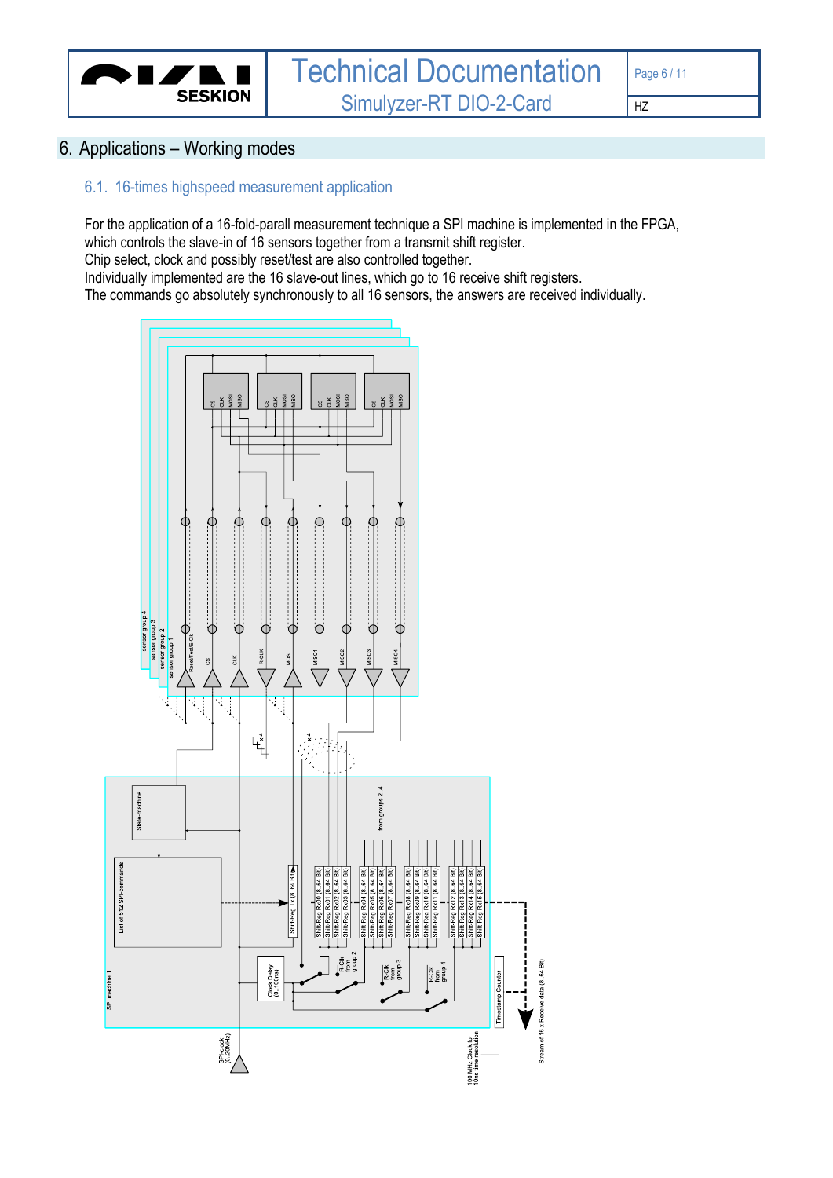# 6. Applications – Working modes

## 6.1. 16-times highspeed measurement application

For the application of a 16-fold-parall measurement technique a SPI machine is implemented in the FPGA, which controls the slave-in of 16 sensors together from a transmit shift register.
Chip select, clock and possibly reset/test are also controlled together.
Individually implemented are the 16 slave-out lines, which go to 16 receive shift registers.
The commands go absolutely synchronously to all 16 sensors, the answers are received individually.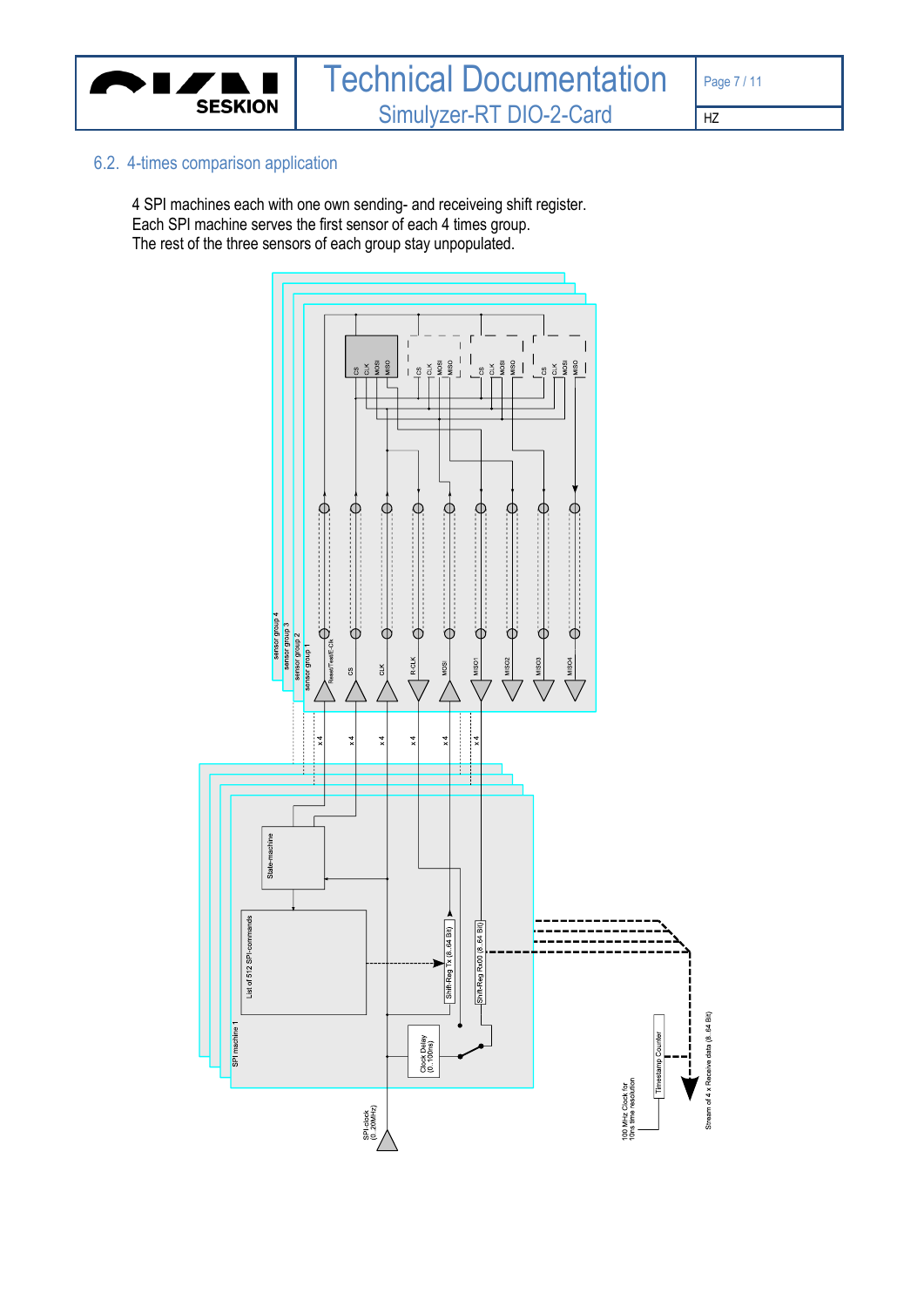## 6.2. 4-times comparison application

4 SPI machines each with one own sending- and receiveing shift register.
Each SPI machine serves the first sensor of each 4 times group.
The rest of the three sensors of each group stay unpopulated.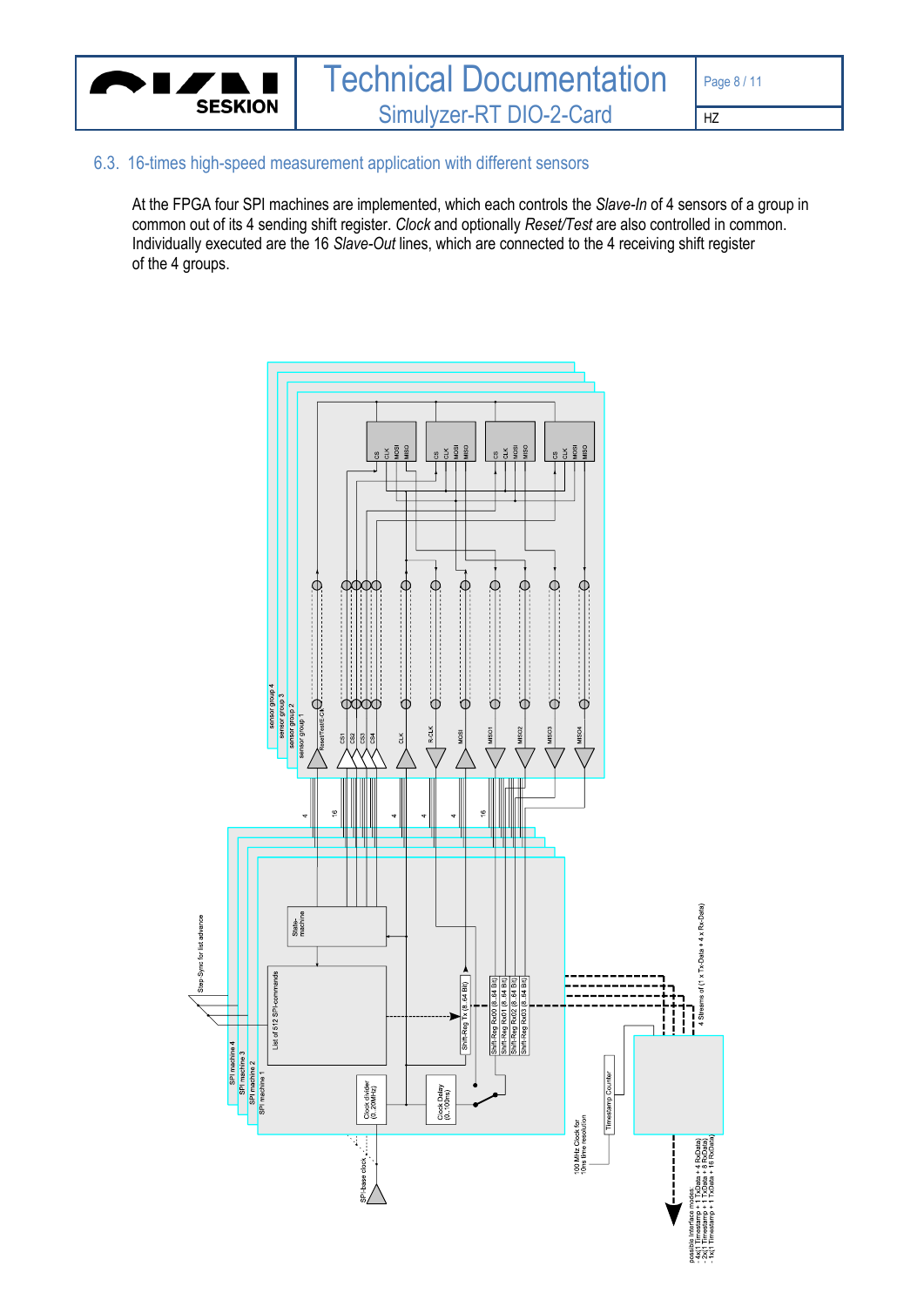## 6.3. 16-times high-speed measurement application with different sensors

At the FPGA four SPI machines are implemented, which each controls the *Slave-In* of 4 sensors of a group in common out of its 4 sending shift register. *Clock* and optionally *Reset/Test* are also controlled in common. Individually executed are the 16 *Slave-Out* lines, which are connected to the 4 receiving shift register of the 4 groups.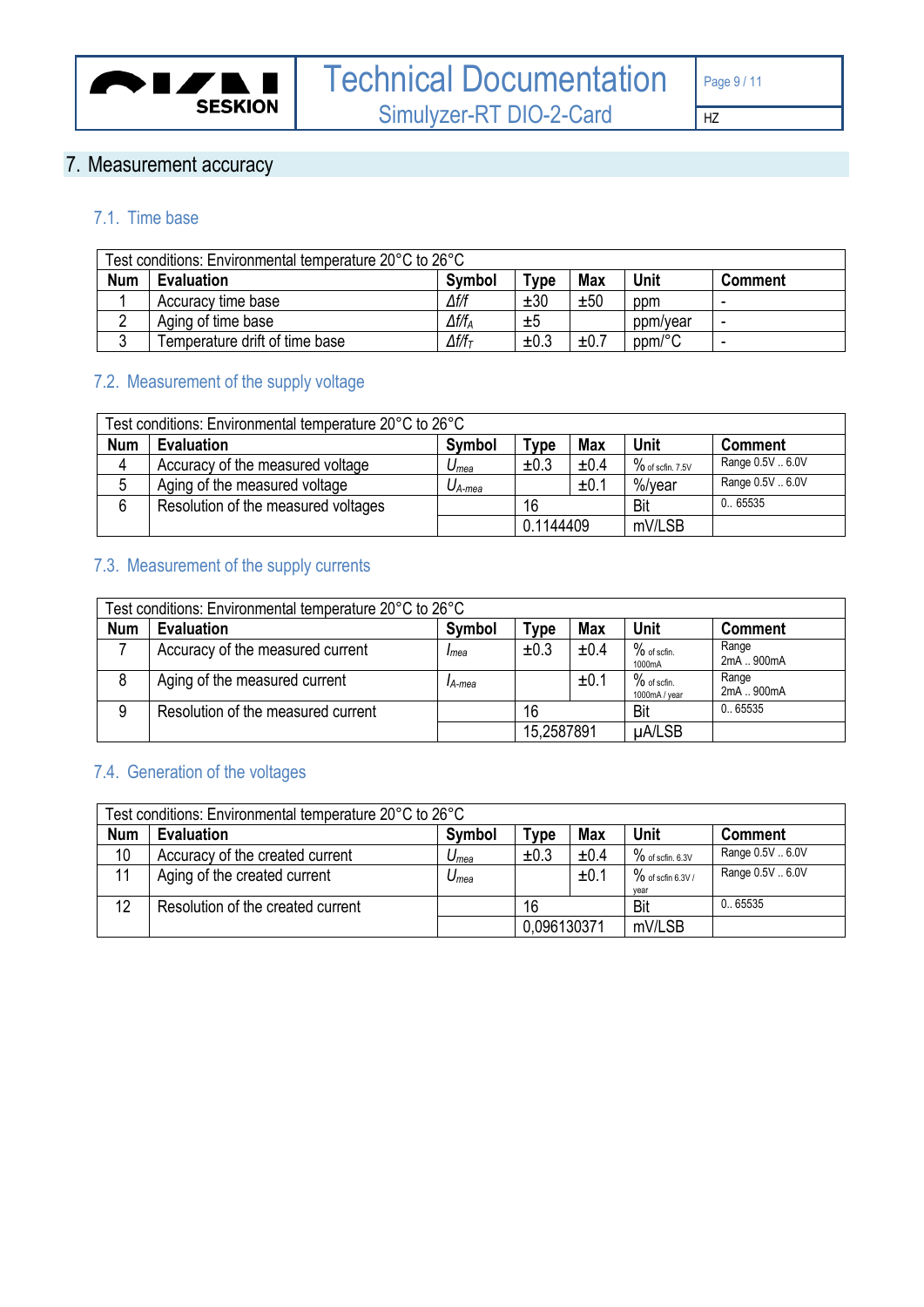# 7. Measurement accuracy

## 7.1. Time base

| Test conditions: Environmental temperature 20°C to 26°C | | | | | | |
|---|---|---|---|---|---|---|
| **Num** | **Evaluation** | **Symbol** | **Type** | **Max** | **Unit** | **Comment** |
| 1 | Accuracy time base | $\Delta f/f$ | ±30 | ±50 | ppm | - |
| 2 | Aging of time base | $\Delta f/f_A$ | ±5 | | ppm/year | - |
| 3 | Temperature drift of time base | $\Delta f/f_T$ | ±0.3 | ±0.7 | ppm/°C | - |

## 7.2. Measurement of the supply voltage

| Test conditions: Environmental temperature 20°C to 26°C | | | | | | |
|---|---|---|---|---|---|---|
| **Num** | **Evaluation** | **Symbol** | **Type** | **Max** | **Unit** | **Comment** |
| 4 | Accuracy of the measured voltage | $U_{mea}$ | ±0.3 | ±0.4 | % of scfin. 7.5V | Range 0.5V .. 6.0V |
| 5 | Aging of the measured voltage | $U_{A\text{-}mea}$ | | ±0.1 | %/year | Range 0.5V .. 6.0V |
| 6 | Resolution of the measured voltages | | 16 | | Bit | 0.. 65535 |
| | | | 0.1144409 | | mV/LSB | |

## 7.3. Measurement of the supply currents

| Test conditions: Environmental temperature 20°C to 26°C | | | | | | |
|---|---|---|---|---|---|---|
| **Num** | **Evaluation** | **Symbol** | **Type** | **Max** | **Unit** | **Comment** |
| 7 | Accuracy of the measured current | $I_{mea}$ | ±0.3 | ±0.4 | % of scfin. 1000mA | Range 2mA .. 900mA |
| 8 | Aging of the measured current | $I_{A\text{-}mea}$ | | ±0.1 | % of scfin. 1000mA / year | Range 2mA .. 900mA |
| 9 | Resolution of the measured current | | 16 | | Bit | 0.. 65535 |
| | | | 15,2587891 | | µA/LSB | |

## 7.4. Generation of the voltages

| Test conditions: Environmental temperature 20°C to 26°C | | | | | | |
|---|---|---|---|---|---|---|
| **Num** | **Evaluation** | **Symbol** | **Type** | **Max** | **Unit** | **Comment** |
| 10 | Accuracy of the created current | $U_{mea}$ | ±0.3 | ±0.4 | % of scfin. 6.3V | Range 0.5V .. 6.0V |
| 11 | Aging of the created current | $U_{mea}$ | | ±0.1 | % of scfin 6.3V / year | Range 0.5V .. 6.0V |
| 12 | Resolution of the created current | | 16 | | Bit | 0.. 65535 |
| | | | 0,096130371 | | mV/LSB | |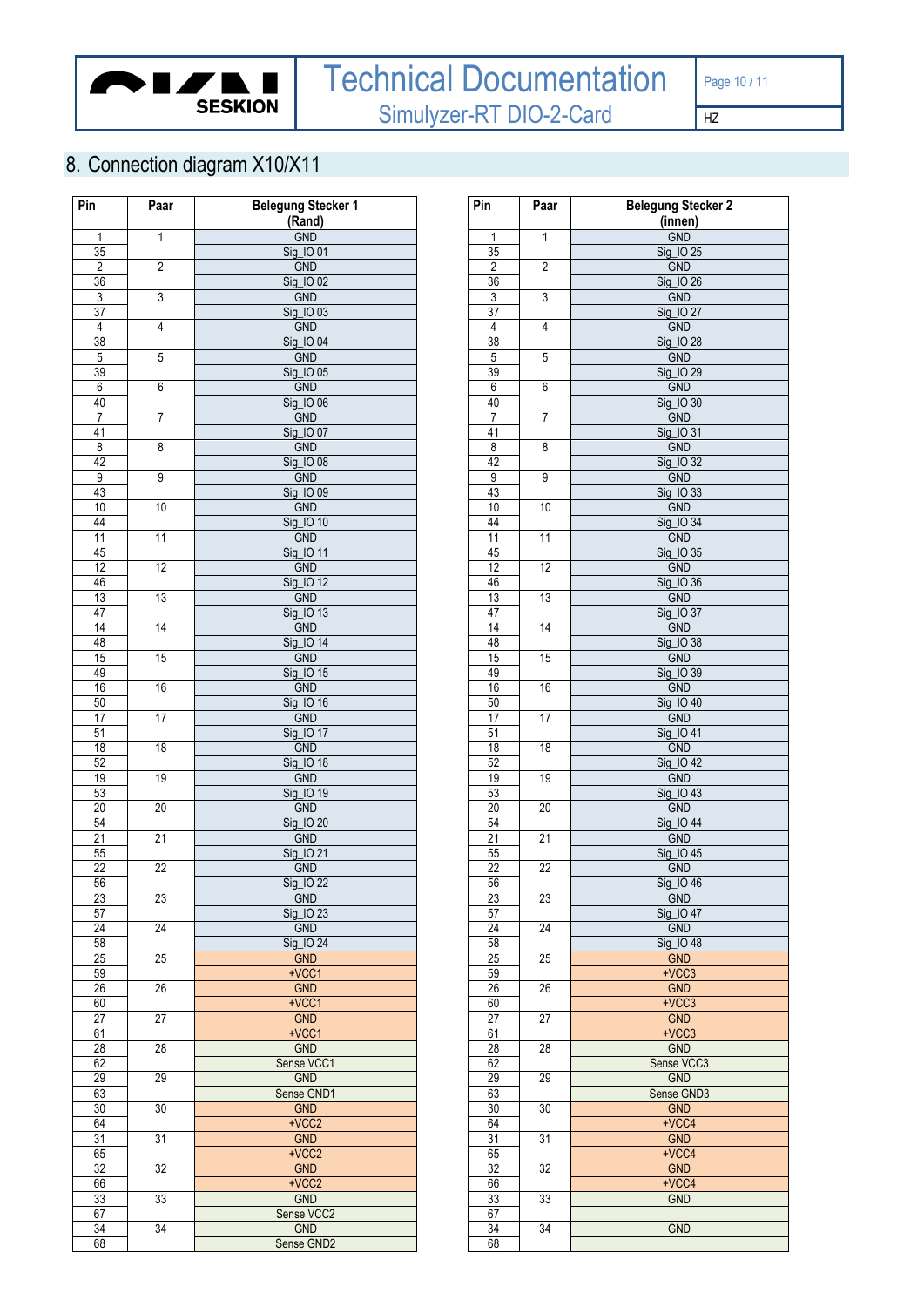## 8. Connection diagram X10/X11

| Pin | Paar | Belegung Stecker 1 (Rand) |
|---|---|---|
| 1 | 1 | GND |
| 35 | | Sig_IO 01 |
| 2 | 2 | GND |
| 36 | | Sig_IO 02 |
| 3 | 3 | GND |
| 37 | | Sig_IO 03 |
| 4 | 4 | GND |
| 38 | | Sig_IO 04 |
| 5 | 5 | GND |
| 39 | | Sig_IO 05 |
| 6 | 6 | GND |
| 40 | | Sig_IO 06 |
| 7 | 7 | GND |
| 41 | | Sig_IO 07 |
| 8 | 8 | GND |
| 42 | | Sig_IO 08 |
| 9 | 9 | GND |
| 43 | | Sig_IO 09 |
| 10 | 10 | GND |
| 44 | | Sig_IO 10 |
| 11 | 11 | GND |
| 45 | | Sig_IO 11 |
| 12 | 12 | GND |
| 46 | | Sig_IO 12 |
| 13 | 13 | GND |
| 47 | | Sig_IO 13 |
| 14 | 14 | GND |
| 48 | | Sig_IO 14 |
| 15 | 15 | GND |
| 49 | | Sig_IO 15 |
| 16 | 16 | GND |
| 50 | | Sig_IO 16 |
| 17 | 17 | GND |
| 51 | | Sig_IO 17 |
| 18 | 18 | GND |
| 52 | | Sig_IO 18 |
| 19 | 19 | GND |
| 53 | | Sig_IO 19 |
| 20 | 20 | GND |
| 54 | | Sig_IO 20 |
| 21 | 21 | GND |
| 55 | | Sig_IO 21 |
| 22 | 22 | GND |
| 56 | | Sig_IO 22 |
| 23 | 23 | GND |
| 57 | | Sig_IO 23 |
| 24 | 24 | GND |
| 58 | | Sig_IO 24 |
| 25 | 25 | GND |
| 59 | | +VCC1 |
| 26 | 26 | GND |
| 60 | | +VCC1 |
| 27 | 27 | GND |
| 61 | | +VCC1 |
| 28 | 28 | GND |
| 62 | | Sense VCC1 |
| 29 | 29 | GND |
| 63 | | Sense GND1 |
| 30 | 30 | GND |
| 64 | | +VCC2 |
| 31 | 31 | GND |
| 65 | | +VCC2 |
| 32 | 32 | GND |
| 66 | | +VCC2 |
| 33 | 33 | GND |
| 67 | | Sense VCC2 |
| 34 | 34 | GND |
| 68 | | Sense GND2 |

| Pin | Paar | Belegung Stecker 2 (innen) |
|---|---|---|
| 1 | 1 | GND |
| 35 | | Sig_IO 25 |
| 2 | 2 | GND |
| 36 | | Sig_IO 26 |
| 3 | 3 | GND |
| 37 | | Sig_IO 27 |
| 4 | 4 | GND |
| 38 | | Sig_IO 28 |
| 5 | 5 | GND |
| 39 | | Sig_IO 29 |
| 6 | 6 | GND |
| 40 | | Sig_IO 30 |
| 7 | 7 | GND |
| 41 | | Sig_IO 31 |
| 8 | 8 | GND |
| 42 | | Sig_IO 32 |
| 9 | 9 | GND |
| 43 | | Sig_IO 33 |
| 10 | 10 | GND |
| 44 | | Sig_IO 34 |
| 11 | 11 | GND |
| 45 | | Sig_IO 35 |
| 12 | 12 | GND |
| 46 | | Sig_IO 36 |
| 13 | 13 | GND |
| 47 | | Sig_IO 37 |
| 14 | 14 | GND |
| 48 | | Sig_IO 38 |
| 15 | 15 | GND |
| 49 | | Sig_IO 39 |
| 16 | 16 | GND |
| 50 | | Sig_IO 40 |
| 17 | 17 | GND |
| 51 | | Sig_IO 41 |
| 18 | 18 | GND |
| 52 | | Sig_IO 42 |
| 19 | 19 | GND |
| 53 | | Sig_IO 43 |
| 20 | 20 | GND |
| 54 | | Sig_IO 44 |
| 21 | 21 | GND |
| 55 | | Sig_IO 45 |
| 22 | 22 | GND |
| 56 | | Sig_IO 46 |
| 23 | 23 | GND |
| 57 | | Sig_IO 47 |
| 24 | 24 | GND |
| 58 | | Sig_IO 48 |
| 25 | 25 | GND |
| 59 | | +VCC3 |
| 26 | 26 | GND |
| 60 | | +VCC3 |
| 27 | 27 | GND |
| 61 | | +VCC3 |
| 28 | 28 | GND |
| 62 | | Sense VCC3 |
| 29 | 29 | GND |
| 63 | | Sense GND3 |
| 30 | 30 | GND |
| 64 | | +VCC4 |
| 31 | 31 | GND |
| 65 | | +VCC4 |
| 32 | 32 | GND |
| 66 | | +VCC4 |
| 33 | 33 | GND |
| 67 | | |
| 34 | 34 | GND |
| 68 | | |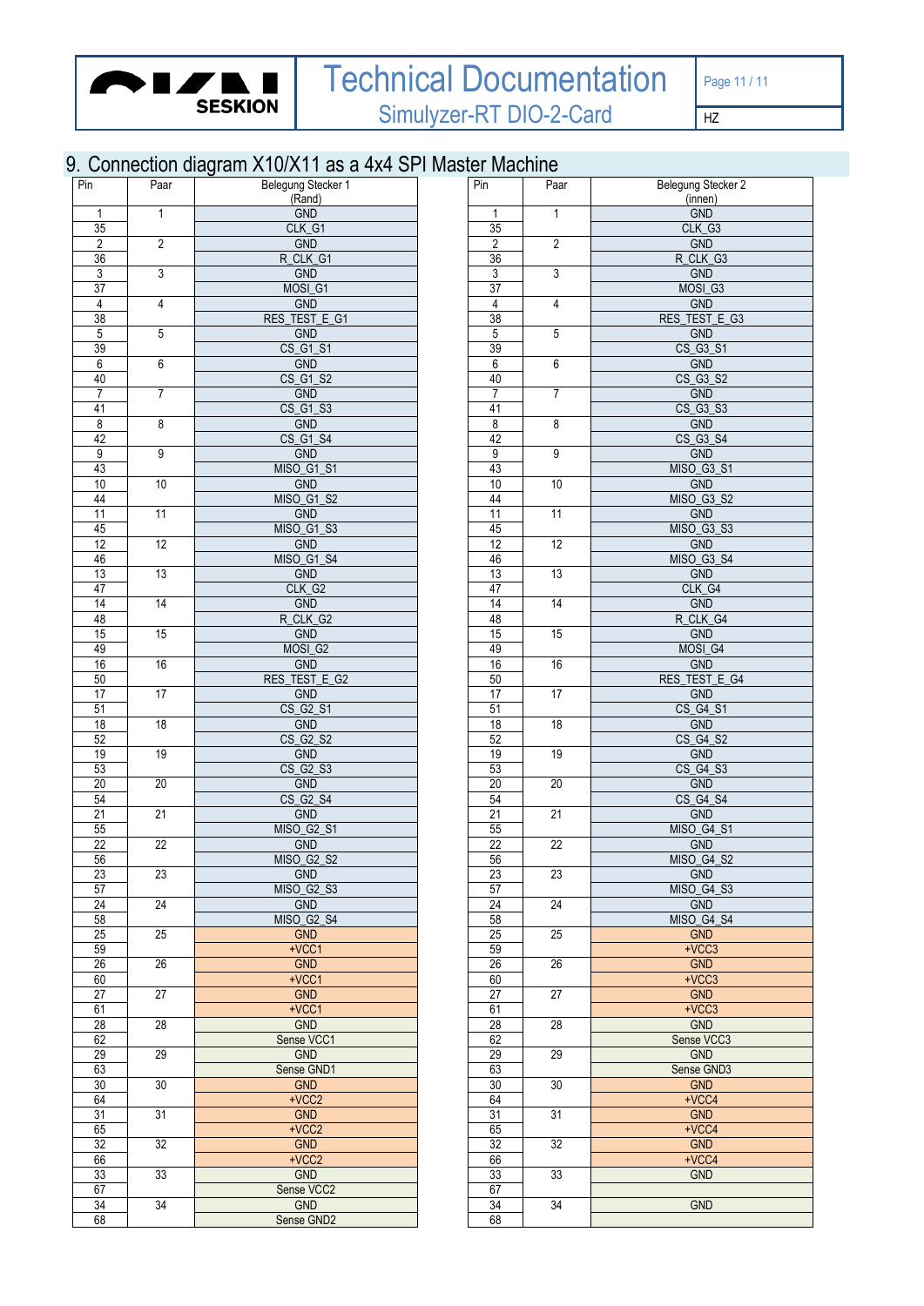## 9. Connection diagram X10/X11 as a 4x4 SPI Master Machine

| Pin | Paar | Belegung Stecker 1 (Rand) |
|---|---|---|
| 1 | 1 | GND |
| 35 | | CLK_G1 |
| 2 | 2 | GND |
| 36 | | R_CLK_G1 |
| 3 | 3 | GND |
| 37 | | MOSI_G1 |
| 4 | 4 | GND |
| 38 | | RES_TEST_E_G1 |
| 5 | 5 | GND |
| 39 | | CS_G1_S1 |
| 6 | 6 | GND |
| 40 | | CS_G1_S2 |
| 7 | 7 | GND |
| 41 | | CS_G1_S3 |
| 8 | 8 | GND |
| 42 | | CS_G1_S4 |
| 9 | 9 | GND |
| 43 | | MISO_G1_S1 |
| 10 | 10 | GND |
| 44 | | MISO_G1_S2 |
| 11 | 11 | GND |
| 45 | | MISO_G1_S3 |
| 12 | 12 | GND |
| 46 | | MISO_G1_S4 |
| 13 | 13 | GND |
| 47 | | CLK_G2 |
| 14 | 14 | GND |
| 48 | | R_CLK_G2 |
| 15 | 15 | GND |
| 49 | | MOSI_G2 |
| 16 | 16 | GND |
| 50 | | RES_TEST_E_G2 |
| 17 | 17 | GND |
| 51 | | CS_G2_S1 |
| 18 | 18 | GND |
| 52 | | CS_G2_S2 |
| 19 | 19 | GND |
| 53 | | CS_G2_S3 |
| 20 | 20 | GND |
| 54 | | CS_G2_S4 |
| 21 | 21 | GND |
| 55 | | MISO_G2_S1 |
| 22 | 22 | GND |
| 56 | | MISO_G2_S2 |
| 23 | 23 | GND |
| 57 | | MISO_G2_S3 |
| 24 | 24 | GND |
| 58 | | MISO_G2_S4 |
| 25 | 25 | GND |
| 59 | | +VCC1 |
| 26 | 26 | GND |
| 60 | | +VCC1 |
| 27 | 27 | GND |
| 61 | | +VCC1 |
| 28 | 28 | GND |
| 62 | | Sense VCC1 |
| 29 | 29 | GND |
| 63 | | Sense GND1 |
| 30 | 30 | GND |
| 64 | | +VCC2 |
| 31 | 31 | GND |
| 65 | | +VCC2 |
| 32 | 32 | GND |
| 66 | | +VCC2 |
| 33 | 33 | GND |
| 67 | | Sense VCC2 |
| 34 | 34 | GND |
| 68 | | Sense GND2 |

| Pin | Paar | Belegung Stecker 2 (innen) |
|---|---|---|
| 1 | 1 | GND |
| 35 | | CLK_G3 |
| 2 | 2 | GND |
| 36 | | R_CLK_G3 |
| 3 | 3 | GND |
| 37 | | MOSI_G3 |
| 4 | 4 | GND |
| 38 | | RES_TEST_E_G3 |
| 5 | 5 | GND |
| 39 | | CS_G3_S1 |
| 6 | 6 | GND |
| 40 | | CS_G3_S2 |
| 7 | 7 | GND |
| 41 | | CS_G3_S3 |
| 8 | 8 | GND |
| 42 | | CS_G3_S4 |
| 9 | 9 | GND |
| 43 | | MISO_G3_S1 |
| 10 | 10 | GND |
| 44 | | MISO_G3_S2 |
| 11 | 11 | GND |
| 45 | | MISO_G3_S3 |
| 12 | 12 | GND |
| 46 | | MISO_G3_S4 |
| 13 | 13 | GND |
| 47 | | CLK_G4 |
| 14 | 14 | GND |
| 48 | | R_CLK_G4 |
| 15 | 15 | GND |
| 49 | | MOSI_G4 |
| 16 | 16 | GND |
| 50 | | RES_TEST_E_G4 |
| 17 | 17 | GND |
| 51 | | CS_G4_S1 |
| 18 | 18 | GND |
| 52 | | CS_G4_S2 |
| 19 | 19 | GND |
| 53 | | CS_G4_S3 |
| 20 | 20 | GND |
| 54 | | CS_G4_S4 |
| 21 | 21 | GND |
| 55 | | MISO_G4_S1 |
| 22 | 22 | GND |
| 56 | | MISO_G4_S2 |
| 23 | 23 | GND |
| 57 | | MISO_G4_S3 |
| 24 | 24 | GND |
| 58 | | MISO_G4_S4 |
| 25 | 25 | GND |
| 59 | | +VCC3 |
| 26 | 26 | GND |
| 60 | | +VCC3 |
| 27 | 27 | GND |
| 61 | | +VCC3 |
| 28 | 28 | GND |
| 62 | | Sense VCC3 |
| 29 | 29 | GND |
| 63 | | Sense GND3 |
| 30 | 30 | GND |
| 64 | | +VCC4 |
| 31 | 31 | GND |
| 65 | | +VCC4 |
| 32 | 32 | GND |
| 66 | | +VCC4 |
| 33 | 33 | GND |
| 67 | | |
| 34 | 34 | GND |
| 68 | | |